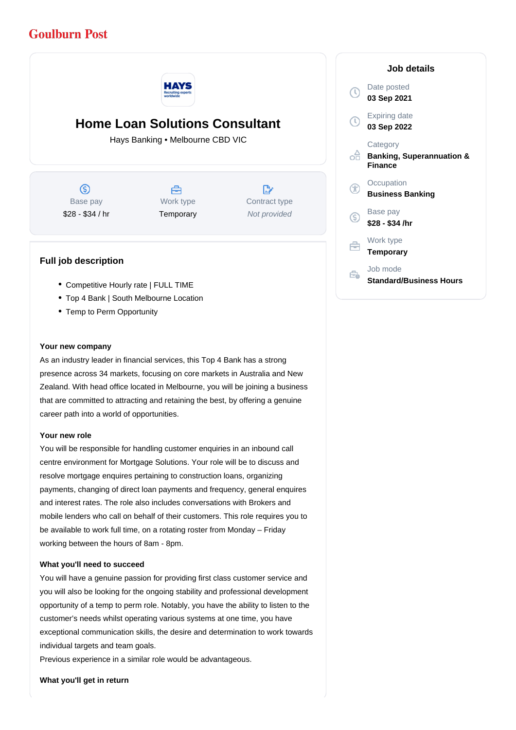Goulburn Post

# Home Loan Solutions Consultant

Hays Banking • Melbourne CBD VIC

| Base pay | Work type | Contract type |
|---|---|---|
| $28 - $34 / hr | Temporary | *Not provided* |

## Job details

Date posted
**03 Sep 2021**

Expiring date
**03 Sep 2022**

Category
**Banking, Superannuation & Finance**

Occupation
**Business Banking**

Base pay
**$28 - $34 /hr**

Work type
**Temporary**

Job mode
**Standard/Business Hours**

## Full job description

- Competitive Hourly rate | FULL TIME
- Top 4 Bank | South Melbourne Location
- Temp to Perm Opportunity

**Your new company**

As an industry leader in financial services, this Top 4 Bank has a strong presence across 34 markets, focusing on core markets in Australia and New Zealand. With head office located in Melbourne, you will be joining a business that are committed to attracting and retaining the best, by offering a genuine career path into a world of opportunities.

**Your new role**

You will be responsible for handling customer enquiries in an inbound call centre environment for Mortgage Solutions. Your role will be to discuss and resolve mortgage enquires pertaining to construction loans, organizing payments, changing of direct loan payments and frequency, general enquires and interest rates. The role also includes conversations with Brokers and mobile lenders who call on behalf of their customers. This role requires you to be available to work full time, on a rotating roster from Monday – Friday working between the hours of 8am - 8pm.

**What you'll need to succeed**

You will have a genuine passion for providing first class customer service and you will also be looking for the ongoing stability and professional development opportunity of a temp to perm role. Notably, you have the ability to listen to the customer's needs whilst operating various systems at one time, you have exceptional communication skills, the desire and determination to work towards individual targets and team goals.
Previous experience in a similar role would be advantageous.

**What you'll get in return**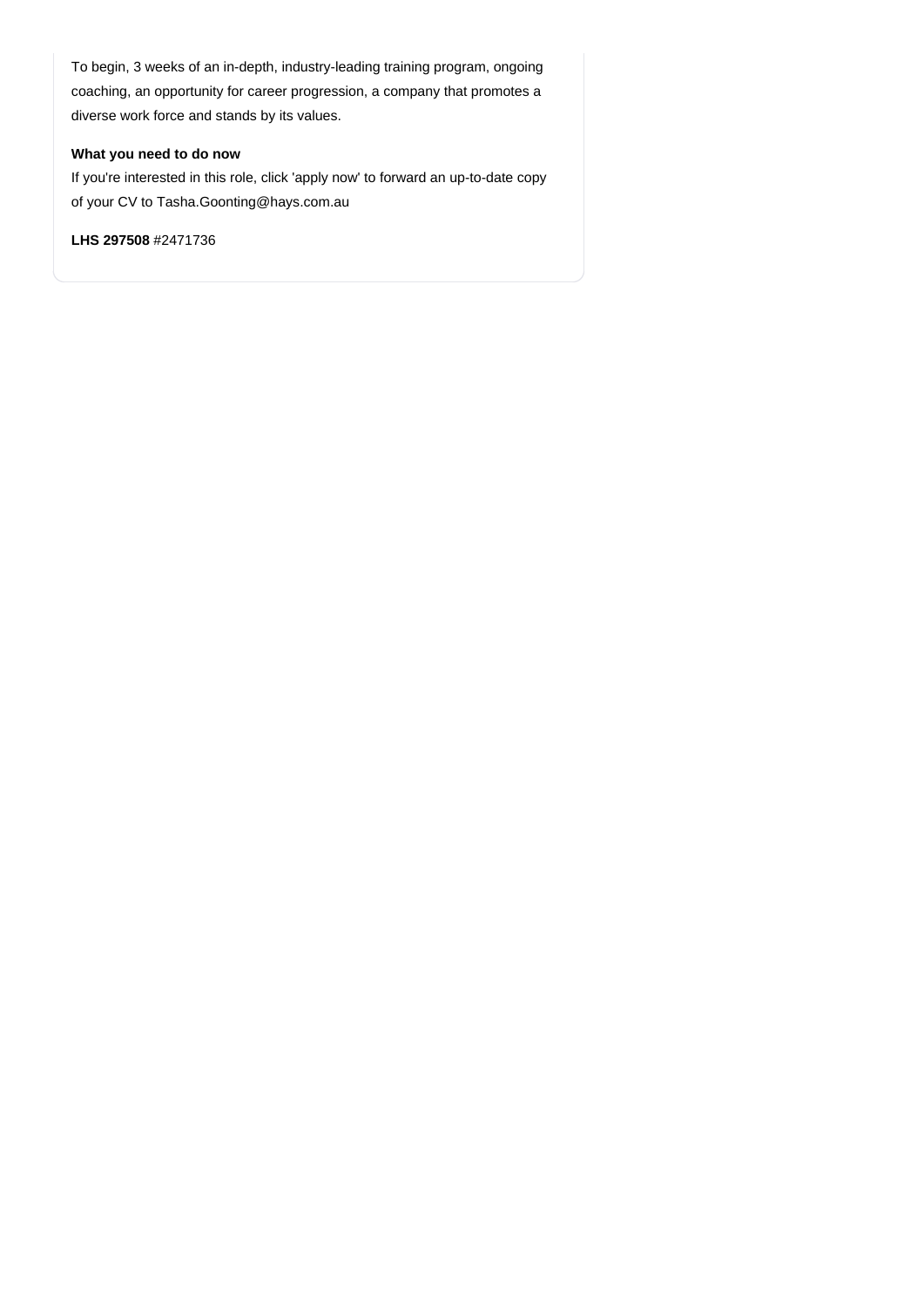To begin, 3 weeks of an in-depth, industry-leading training program, ongoing coaching, an opportunity for career progression, a company that promotes a diverse work force and stands by its values.

**What you need to do now**

If you're interested in this role, click 'apply now' to forward an up-to-date copy of your CV to Tasha.Goonting@hays.com.au

**LHS 297508** #2471736